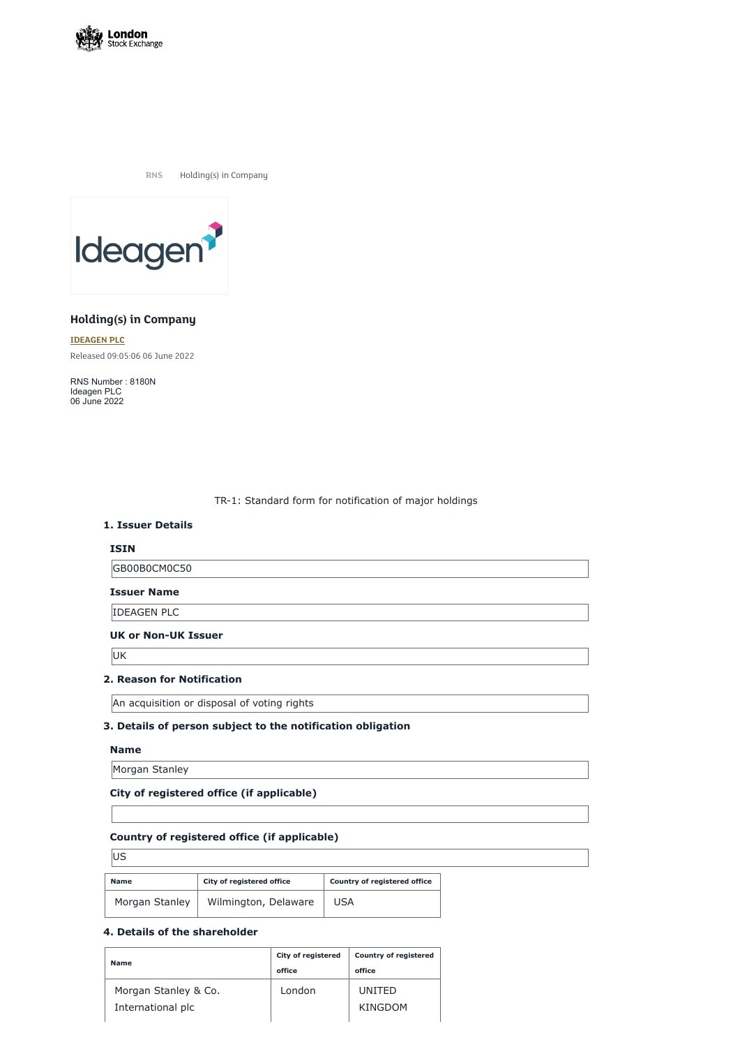RNS Holding(s) in Company

## Holding(s) in Company

**IDEAGEN PLC**

Released 09:05:06 06 June 2022

RNS Number : 8180N
Ideagen PLC
06 June 2022

TR-1: Standard form for notification of major holdings

### 1. Issuer Details

**ISIN**

GB00B0CM0C50

**Issuer Name**

IDEAGEN PLC

**UK or Non-UK Issuer**

UK

### 2. Reason for Notification

An acquisition or disposal of voting rights

### 3. Details of person subject to the notification obligation

**Name**

Morgan Stanley

**City of registered office (if applicable)**

**Country of registered office (if applicable)**

US

| Name | City of registered office | Country of registered office |
| --- | --- | --- |
| Morgan Stanley | Wilmington, Delaware | USA |

### 4. Details of the shareholder

| Name | City of registered office | Country of registered office |
| --- | --- | --- |
| Morgan Stanley & Co. International plc | London | UNITED KINGDOM |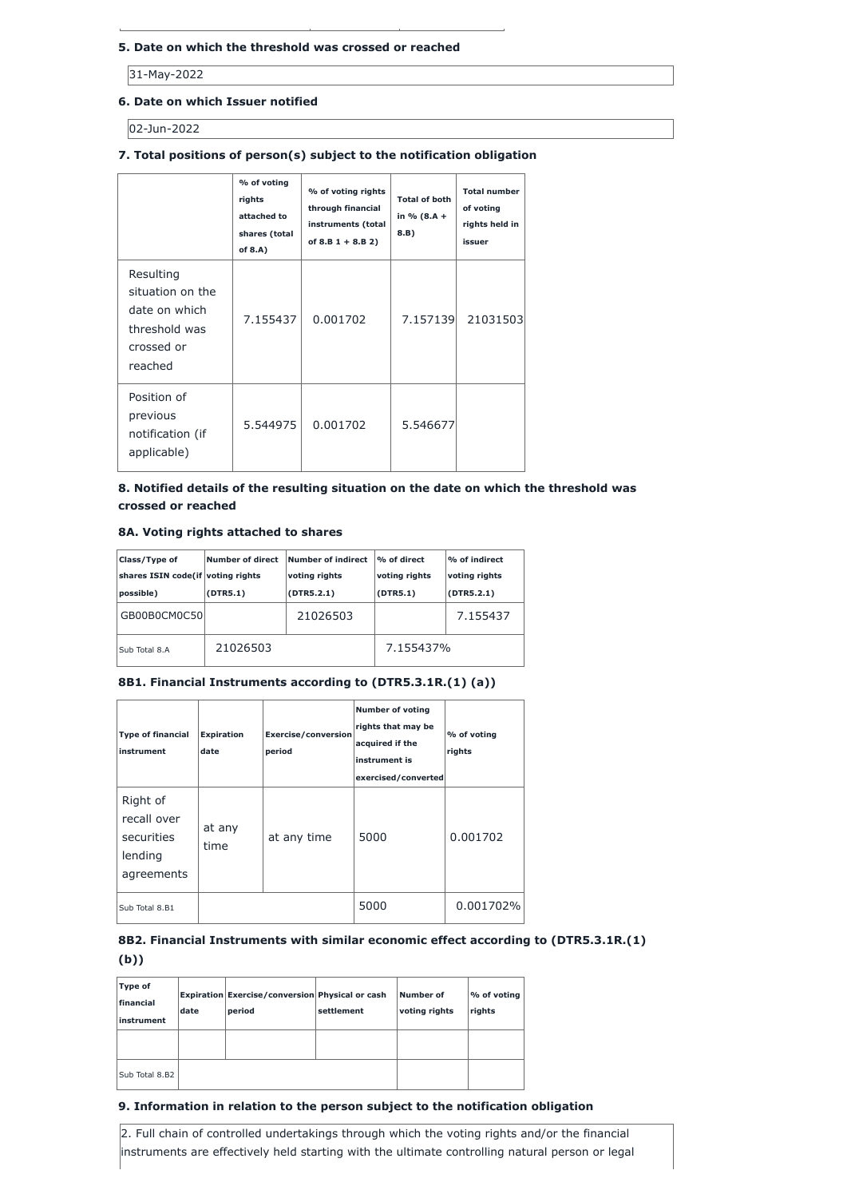**5. Date on which the threshold was crossed or reached**

31-May-2022

**6. Date on which Issuer notified**

02-Jun-2022

**7. Total positions of person(s) subject to the notification obligation**

| | % of voting rights attached to shares (total of 8.A) | % of voting rights through financial instruments (total of 8.B 1 + 8.B 2) | Total of both in % (8.A + 8.B) | Total number of voting rights held in issuer |
|---|---|---|---|---|
| Resulting situation on the date on which threshold was crossed or reached | 7.155437 | 0.001702 | 7.157139 | 21031503 |
| Position of previous notification (if applicable) | 5.544975 | 0.001702 | 5.546677 | |

**8. Notified details of the resulting situation on the date on which the threshold was crossed or reached**

**8A. Voting rights attached to shares**

| Class/Type of shares ISIN code(if possible) | Number of direct voting rights (DTR5.1) | Number of indirect voting rights (DTR5.2.1) | % of direct voting rights (DTR5.1) | % of indirect voting rights (DTR5.2.1) |
|---|---|---|---|---|
| GB00B0CM0C50 | | 21026503 | | 7.155437 |
| Sub Total 8.A | 21026503 | | 7.155437% | |

**8B1. Financial Instruments according to (DTR5.3.1R.(1) (a))**

| Type of financial instrument | Expiration date | Exercise/conversion period | Number of voting rights that may be acquired if the instrument is exercised/converted | % of voting rights |
|---|---|---|---|---|
| Right of recall over securities lending agreements | at any time | at any time | 5000 | 0.001702 |
| Sub Total 8.B1 | | | 5000 | 0.001702% |

**8B2. Financial Instruments with similar economic effect according to (DTR5.3.1R.(1) (b))**

| Type of financial instrument | Expiration date | Exercise/conversion period | Physical or cash settlement | Number of voting rights | % of voting rights |
|---|---|---|---|---|---|
| | | | | | |
| Sub Total 8.B2 | | | | | |

**9. Information in relation to the person subject to the notification obligation**

2. Full chain of controlled undertakings through which the voting rights and/or the financial instruments are effectively held starting with the ultimate controlling natural person or legal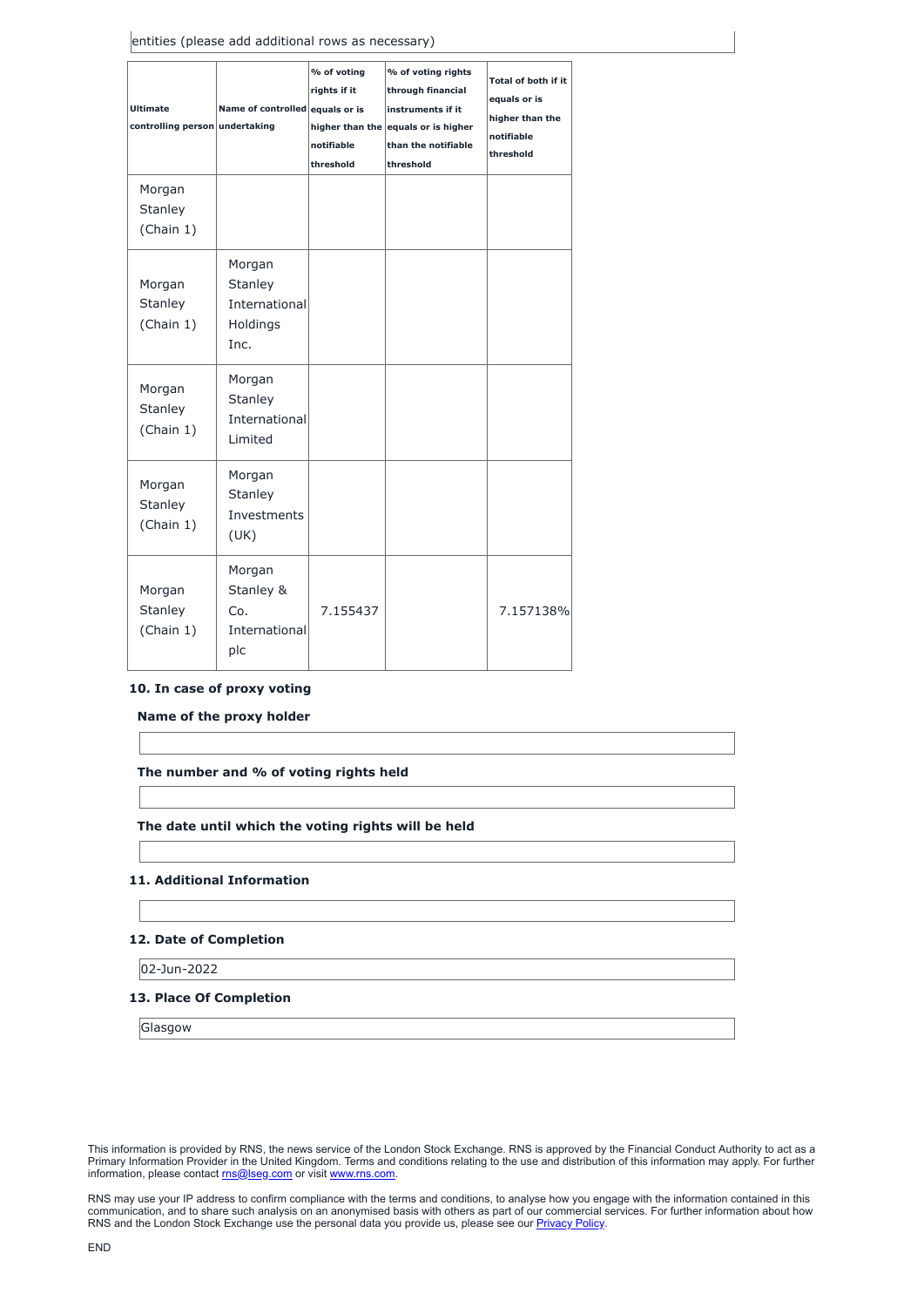entities (please add additional rows as necessary)

| Ultimate controlling person | Name of controlled undertaking | % of voting rights if it equals or is higher than the notifiable threshold | % of voting rights through financial instruments if it equals or is higher than the notifiable threshold | Total of both if it equals or is higher than the notifiable threshold |
|---|---|---|---|---|
| Morgan Stanley (Chain 1) | | | | |
| Morgan Stanley (Chain 1) | Morgan Stanley International Holdings Inc. | | | |
| Morgan Stanley (Chain 1) | Morgan Stanley International Limited | | | |
| Morgan Stanley (Chain 1) | Morgan Stanley Investments (UK) | | | |
| Morgan Stanley (Chain 1) | Morgan Stanley & Co. International plc | 7.155437 | | 7.157138% |

**10. In case of proxy voting**

**Name of the proxy holder**

**The number and % of voting rights held**

**The date until which the voting rights will be held**

**11. Additional Information**

**12. Date of Completion**

02-Jun-2022

**13. Place Of Completion**

Glasgow

This information is provided by RNS, the news service of the London Stock Exchange. RNS is approved by the Financial Conduct Authority to act as a Primary Information Provider in the United Kingdom. Terms and conditions relating to the use and distribution of this information may apply. For further information, please contact rns@lseg.com or visit www.rns.com.

RNS may use your IP address to confirm compliance with the terms and conditions, to analyse how you engage with the information contained in this communication, and to share such analysis on an anonymised basis with others as part of our commercial services. For further information about how RNS and the London Stock Exchange use the personal data you provide us, please see our Privacy Policy.

END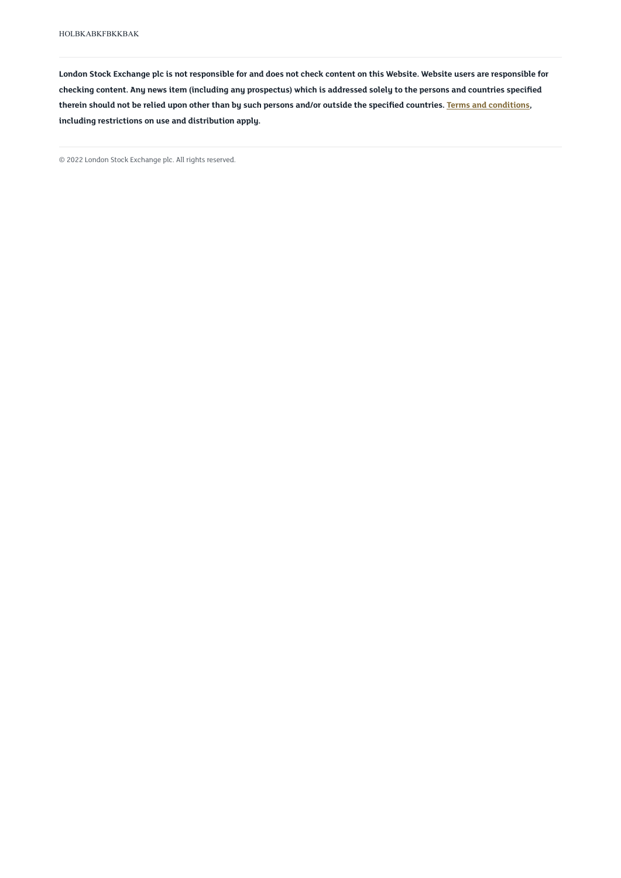HOLBKABKFBKKBAK

**London Stock Exchange plc is not responsible for and does not check content on this Website. Website users are responsible for checking content. Any news item (including any prospectus) which is addressed solely to the persons and countries specified therein should not be relied upon other than by such persons and/or outside the specified countries. Terms and conditions, including restrictions on use and distribution apply.**

© 2022 London Stock Exchange plc. All rights reserved.